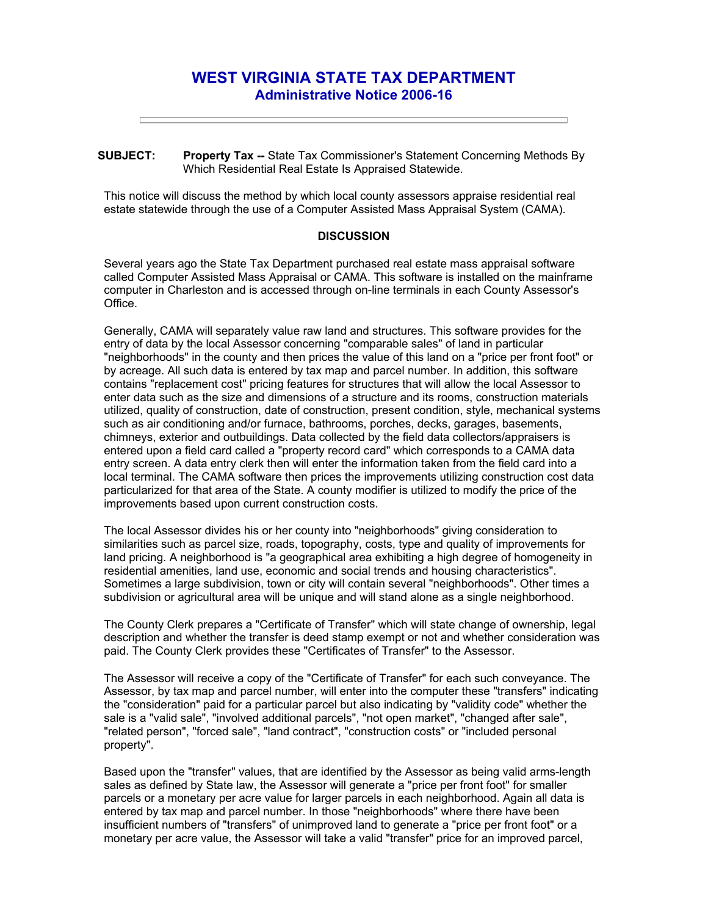# WEST VIRGINIA STATE TAX DEPARTMENT
## Administrative Notice 2006-16

---

**SUBJECT:** **Property Tax --** State Tax Commissioner's Statement Concerning Methods By Which Residential Real Estate Is Appraised Statewide.

This notice will discuss the method by which local county assessors appraise residential real estate statewide through the use of a Computer Assisted Mass Appraisal System (CAMA).

### DISCUSSION

Several years ago the State Tax Department purchased real estate mass appraisal software called Computer Assisted Mass Appraisal or CAMA. This software is installed on the mainframe computer in Charleston and is accessed through on-line terminals in each County Assessor's Office.

Generally, CAMA will separately value raw land and structures. This software provides for the entry of data by the local Assessor concerning "comparable sales" of land in particular "neighborhoods" in the county and then prices the value of this land on a "price per front foot" or by acreage. All such data is entered by tax map and parcel number. In addition, this software contains "replacement cost" pricing features for structures that will allow the local Assessor to enter data such as the size and dimensions of a structure and its rooms, construction materials utilized, quality of construction, date of construction, present condition, style, mechanical systems such as air conditioning and/or furnace, bathrooms, porches, decks, garages, basements, chimneys, exterior and outbuildings. Data collected by the field data collectors/appraisers is entered upon a field card called a "property record card" which corresponds to a CAMA data entry screen. A data entry clerk then will enter the information taken from the field card into a local terminal. The CAMA software then prices the improvements utilizing construction cost data particularized for that area of the State. A county modifier is utilized to modify the price of the improvements based upon current construction costs.

The local Assessor divides his or her county into "neighborhoods" giving consideration to similarities such as parcel size, roads, topography, costs, type and quality of improvements for land pricing. A neighborhood is "a geographical area exhibiting a high degree of homogeneity in residential amenities, land use, economic and social trends and housing characteristics". Sometimes a large subdivision, town or city will contain several "neighborhoods". Other times a subdivision or agricultural area will be unique and will stand alone as a single neighborhood.

The County Clerk prepares a "Certificate of Transfer" which will state change of ownership, legal description and whether the transfer is deed stamp exempt or not and whether consideration was paid. The County Clerk provides these "Certificates of Transfer" to the Assessor.

The Assessor will receive a copy of the "Certificate of Transfer" for each such conveyance. The Assessor, by tax map and parcel number, will enter into the computer these "transfers" indicating the "consideration" paid for a particular parcel but also indicating by "validity code" whether the sale is a "valid sale", "involved additional parcels", "not open market", "changed after sale", "related person", "forced sale", "land contract", "construction costs" or "included personal property".

Based upon the "transfer" values, that are identified by the Assessor as being valid arms-length sales as defined by State law, the Assessor will generate a "price per front foot" for smaller parcels or a monetary per acre value for larger parcels in each neighborhood. Again all data is entered by tax map and parcel number. In those "neighborhoods" where there have been insufficient numbers of "transfers" of unimproved land to generate a "price per front foot" or a monetary per acre value, the Assessor will take a valid "transfer" price for an improved parcel,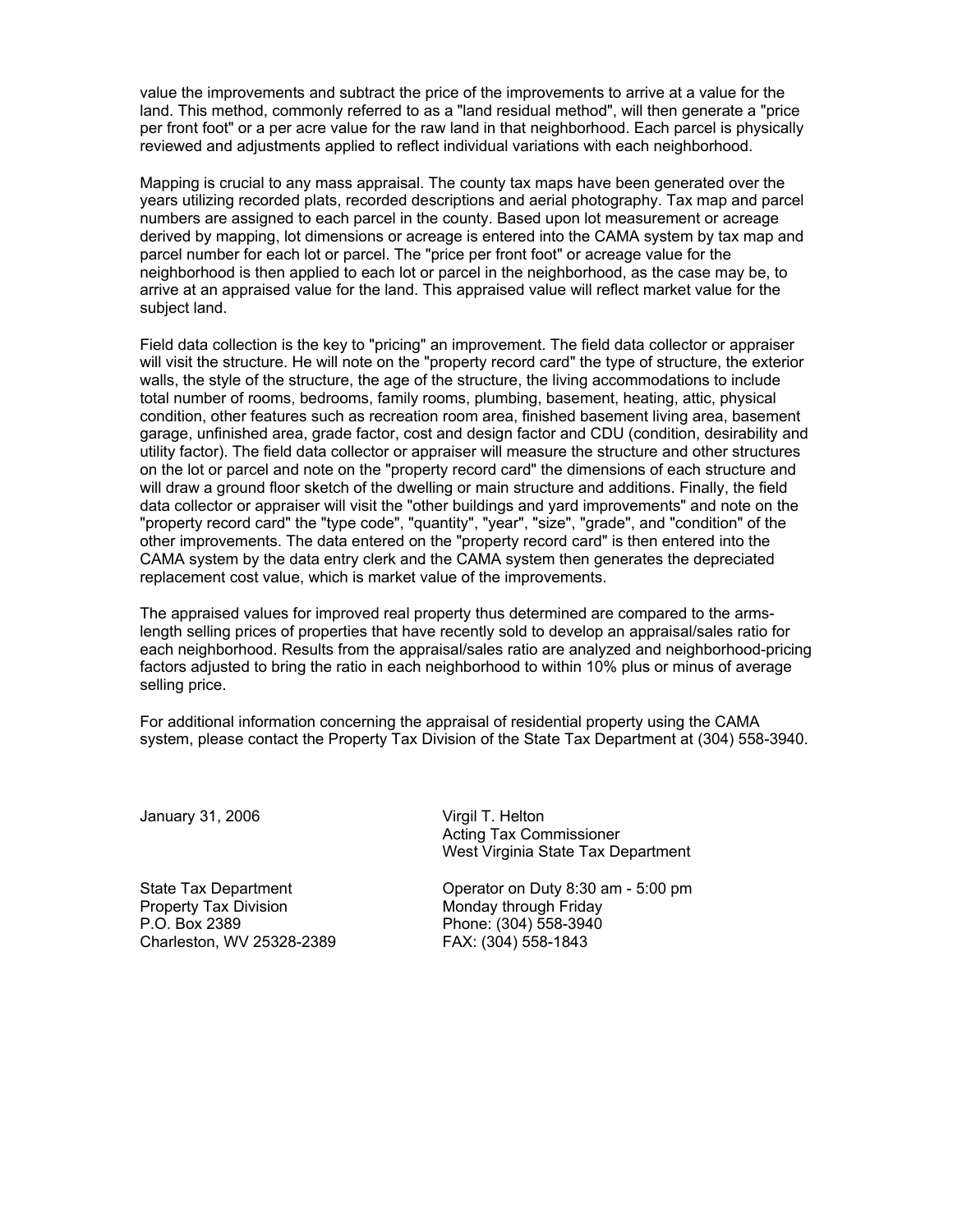value the improvements and subtract the price of the improvements to arrive at a value for the land. This method, commonly referred to as a "land residual method", will then generate a "price per front foot" or a per acre value for the raw land in that neighborhood. Each parcel is physically reviewed and adjustments applied to reflect individual variations with each neighborhood.

Mapping is crucial to any mass appraisal. The county tax maps have been generated over the years utilizing recorded plats, recorded descriptions and aerial photography. Tax map and parcel numbers are assigned to each parcel in the county. Based upon lot measurement or acreage derived by mapping, lot dimensions or acreage is entered into the CAMA system by tax map and parcel number for each lot or parcel. The "price per front foot" or acreage value for the neighborhood is then applied to each lot or parcel in the neighborhood, as the case may be, to arrive at an appraised value for the land. This appraised value will reflect market value for the subject land.

Field data collection is the key to "pricing" an improvement. The field data collector or appraiser will visit the structure. He will note on the "property record card" the type of structure, the exterior walls, the style of the structure, the age of the structure, the living accommodations to include total number of rooms, bedrooms, family rooms, plumbing, basement, heating, attic, physical condition, other features such as recreation room area, finished basement living area, basement garage, unfinished area, grade factor, cost and design factor and CDU (condition, desirability and utility factor). The field data collector or appraiser will measure the structure and other structures on the lot or parcel and note on the "property record card" the dimensions of each structure and will draw a ground floor sketch of the dwelling or main structure and additions. Finally, the field data collector or appraiser will visit the "other buildings and yard improvements" and note on the "property record card" the "type code", "quantity", "year", "size", "grade", and "condition" of the other improvements. The data entered on the "property record card" is then entered into the CAMA system by the data entry clerk and the CAMA system then generates the depreciated replacement cost value, which is market value of the improvements.

The appraised values for improved real property thus determined are compared to the arms-length selling prices of properties that have recently sold to develop an appraisal/sales ratio for each neighborhood. Results from the appraisal/sales ratio are analyzed and neighborhood-pricing factors adjusted to bring the ratio in each neighborhood to within 10% plus or minus of average selling price.

For additional information concerning the appraisal of residential property using the CAMA system, please contact the Property Tax Division of the State Tax Department at (304) 558-3940.

January 31, 2006

Virgil T. Helton
Acting Tax Commissioner
West Virginia State Tax Department

State Tax Department
Property Tax Division
P.O. Box 2389
Charleston, WV 25328-2389

Operator on Duty 8:30 am - 5:00 pm
Monday through Friday
Phone: (304) 558-3940
FAX: (304) 558-1843